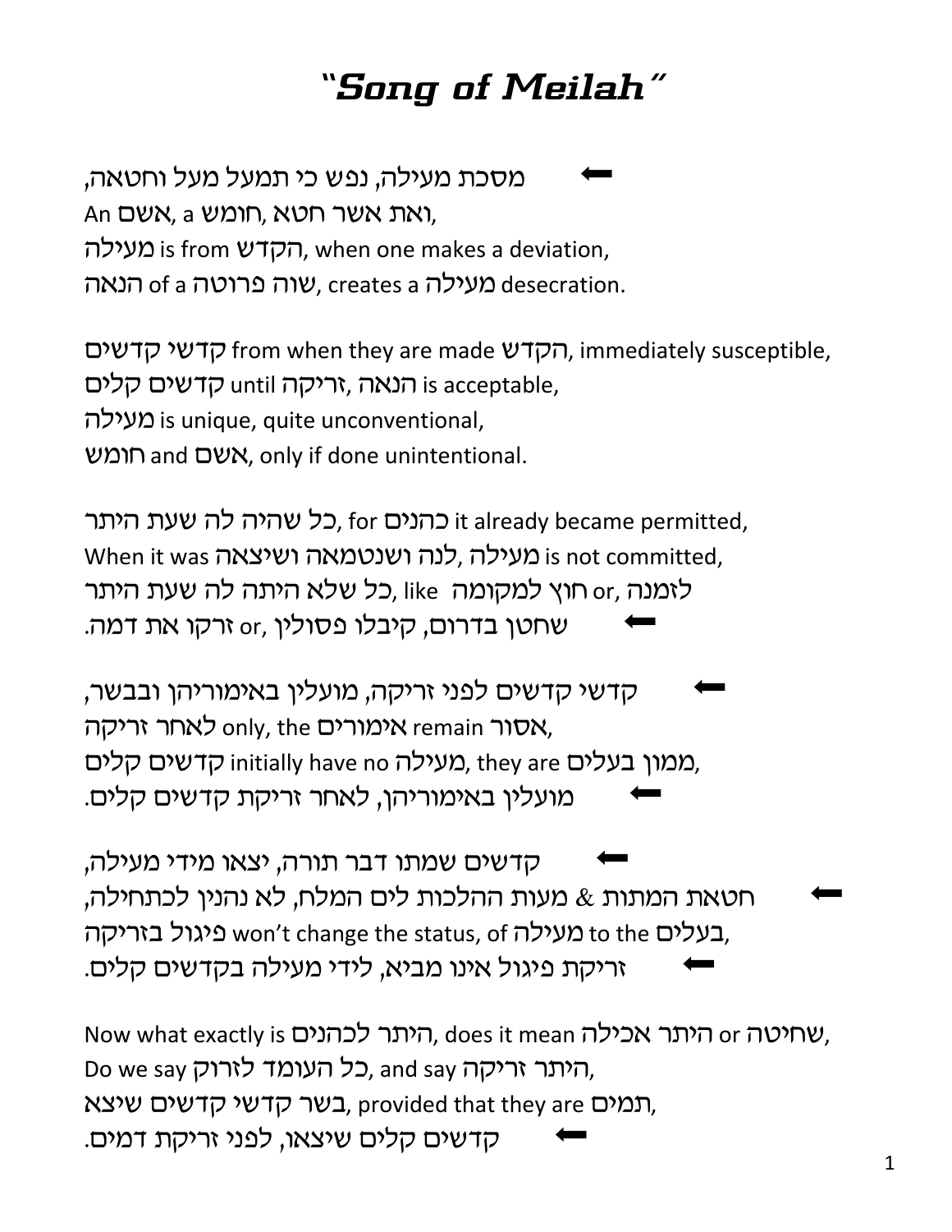# "Song of Meilah"

⬅ מסכת מעילה, נפש כי תמעל מעל וחטאה,
An אשם, a חומש, ואת אשר חטא,
מעילה is from הקדש, when one makes a deviation,
הנאה of a שוה פרוטה, creates a מעילה desecration.

קדשי קדשים from when they are made הקדש, immediately susceptible,
קדשים קלים until זריקה, הנאה is acceptable,
מעילה is unique, quite unconventional,
חומש and אשם, only if done unintentional.

כל שהיה לה שעת היתר, for כהנים it already became permitted,
When it was לנה ושנטמאה ושיצאה, מעילה is not committed,
כל שלא היתה לה שעת היתר, like חוץ למקומה or, לזמנה
⬅ שחטן בדרום, קיבלו פסולין, or, זרקו את דמה.

⬅ קדשי קדשים לפני זריקה, מועלין באימוריהן ובבשר,
לאחר זריקה only, the אימורים remain אסור,
קדשים קלים initially have no מעילה, they are ממון בעלים,
⬅ מועלין באימוריהן, לאחר זריקת קדשים קלים.

⬅ קדשים שמתו דבר תורה, יצאו מידי מעילה,
⬅ חטאת המתות & מעות ההלכות לים המלח, לא נהנין לכתחילה,
פיגול בזריקה won't change the status, of מעילה to the בעלים,
⬅ זריקת פיגול אינו מביא, לידי מעילה בקדשים קלים.

Now what exactly is היתר לכהנים, does it mean היתר אכילה or שחיטה,
Do we say כל העומד לזרוק, and say היתר זריקה,
בשר קדשי קדשים שיצא, provided that they are תמים,
⬅ קדשים קלים שיצאו, לפני זריקת דמים.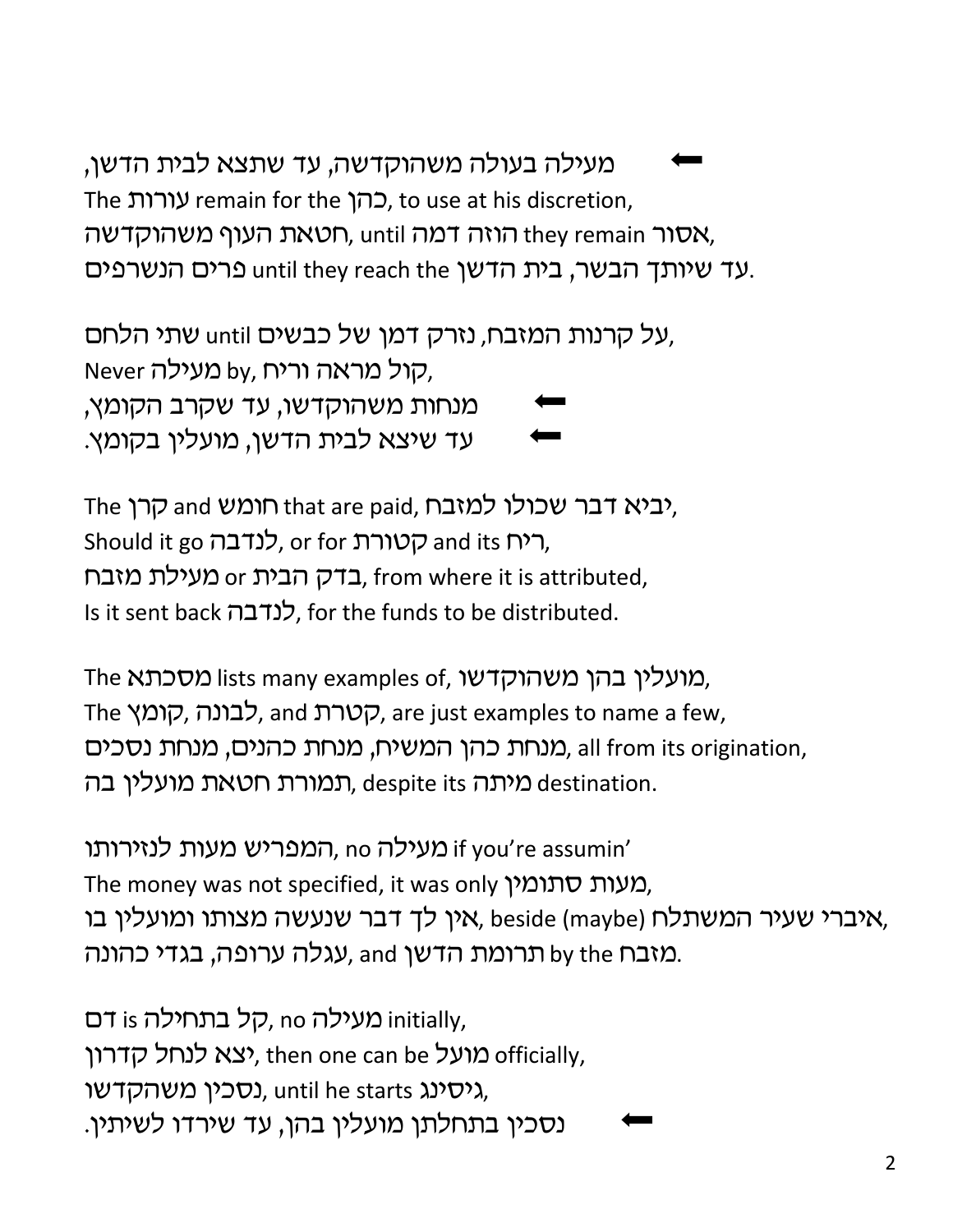⬅ מעילה בעולה משהוקדשה, עד שתצא לבית הדשן,
The עורות remain for the כהן, to use at his discretion,
חטאת העוף משהוקדשה, until הוזה דמה they remain אסור,
פרים הנשרפים until they reach the בית הדשן, עד שיותך הבשר.

שתי הלחם until נזרק דמן של כבשים על קרנות המזבח,
Never מעילה by, קול מראה וריח,
⬅ מנחות משהוקדשו, עד שקרב הקומץ,
⬅ עד שיצא לבית הדשן, מועלין בקומץ.

The קרן and חומש that are paid, יביא דבר שכולו למזבח,
Should it go לנדבה, or for קטורת and its ריח,
מעילת מזבח or בדק הבית, from where it is attributed,
Is it sent back לנדבה, for the funds to be distributed.

The מסכתא lists many examples of, מועלין בהן משהוקדשו,
The קומץ, לבונה, and קטרת, are just examples to name a few,
מנחת כהן המשיח, מנחת כהנים, מנחת נסכים, all from its origination,
תמורת חטאת מועלין בה, despite its מיתה destination.

המפריש מעות לנזירותו, no מעילה if you're assumin'
The money was not specified, it was only מעות סתומין,
אין לך דבר שנעשה מצותו ומועלין בו, beside (maybe) איברי שעיר המשתלח,
עגלה ערופה, בגדי כהונה, and תרומת הדשן by the מזבח.

דם is קל בתחילה, no מעילה initially,
יצא לנחל קדרון, then one can be מועל officially,
נסכין משהוקדשו, until he starts גיסינג,
⬅ נסכין בתחלתן מועלין בהן, עד שירדו לשיתין.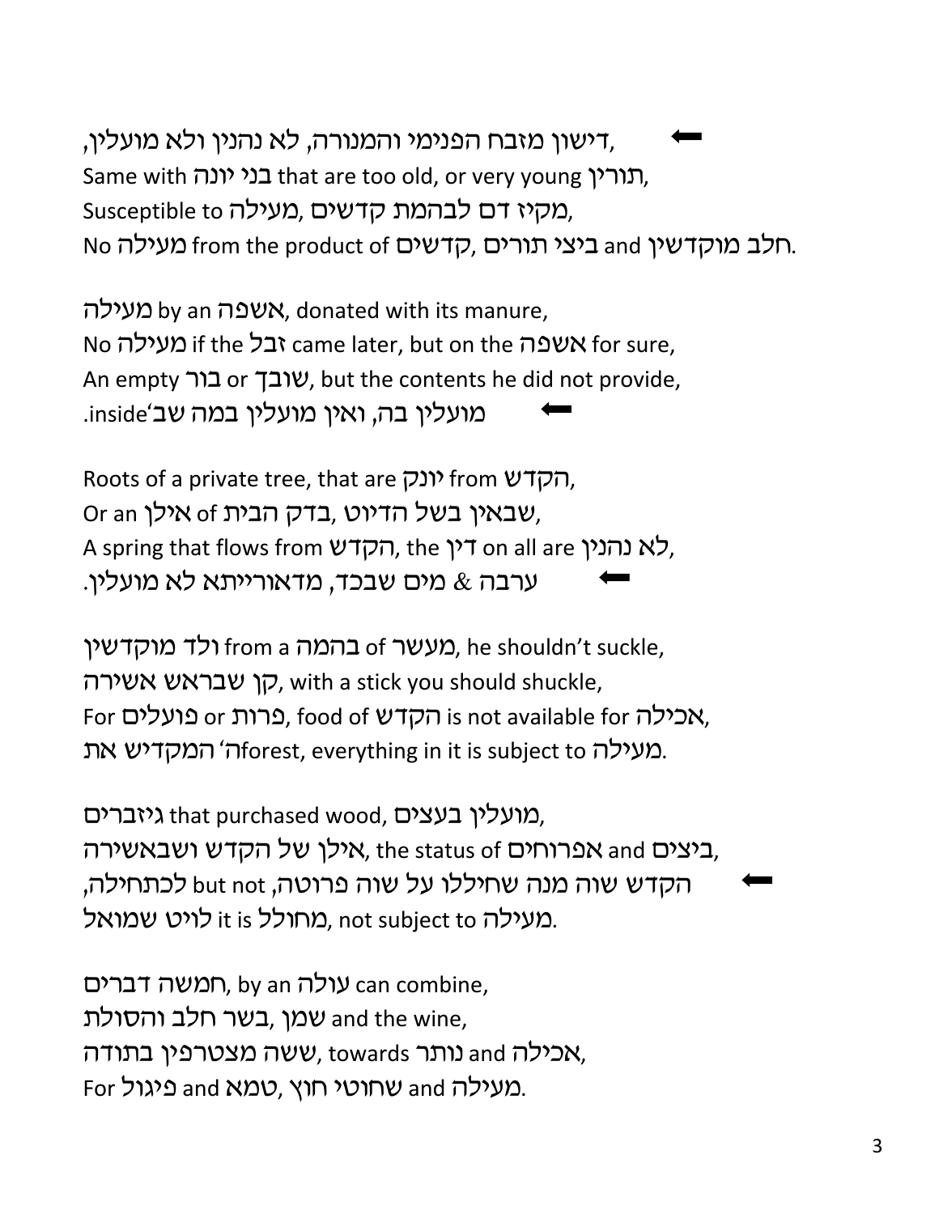⬅ דישון מזבח הפנימי והמנורה, לא נהנין ולא מועלין,
Same with בני יונה that are too old, or very young תורין,
Susceptible to מעילה, מקיז דם לבהמת קדשים,
No מעילה from the product of קדשים, ביצי תורים and חלב מוקדשין.

מעילה by an אשפה, donated with its manure,
No מעילה if the זבל came later, but on the אשפה for sure,
An empty בור or שובך, but the contents he did not provide,
⬅ מועלין בה, ואין מועלין במה שב'inside.

Roots of a private tree, that are יונק from הקדש,
Or an אילן of שבאין בשל הדיוט, בדק הבית,
A spring that flows from הקדש, the דין on all are לא נהנין,
⬅ ערבה & מים שבכד, מדאורייתא לא מועלין.

ולד מוקדשין from a בהמה of מעשר, he shouldn't suckle,
קן שבראש אשירה, with a stick you should shuckle,
For פועלים or פרות, food of הקדש is not available for אכילה,
המקדיש את ה'forest, everything in it is subject to מעילה.

גיזברים that purchased wood, מועלין בעצים,
אילן של הקדש ושבאשירה, the status of אפרוחים and ביצים,
⬅ הקדש שוה מנה שחיללו על שוה פרוטה, but not לכתחילה,
לויט שמואל it is מחולל, not subject to מעילה.

חמשה דברים, by an עולה can combine,
שמן, בשר חלב והסולת and the wine,
ששה מצטרפין בתודה, towards נותר and אכילה,
For פיגול and טמא, שחוטי חוץ and מעילה.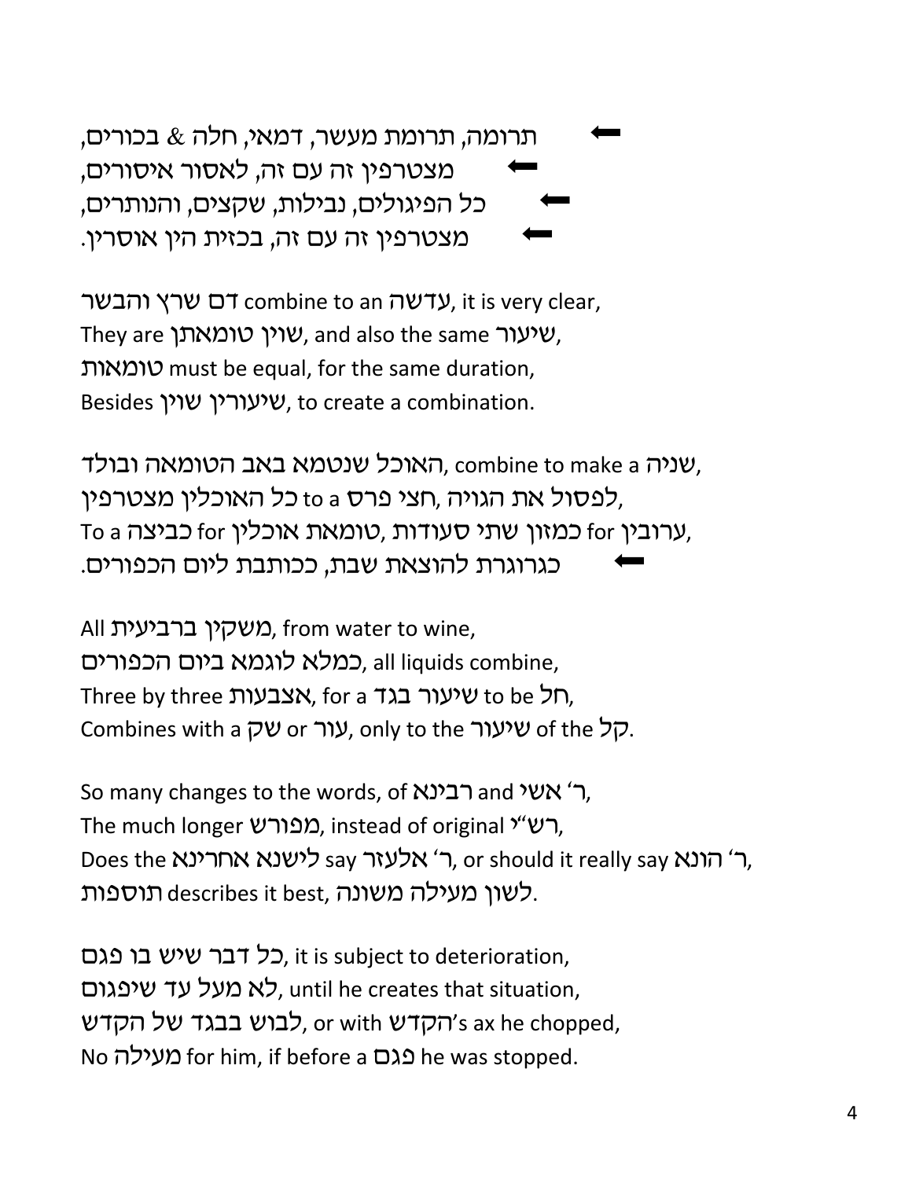⬅ תרומה, תרומת מעשר, דמאי, חלה & בכורים,
⬅ מצטרפין זה עם זה, לאסור איסורים,
⬅ כל הפיגולים, נבילות, שקצים, והנותרים,
⬅ מצטרפין זה עם זה, בכזית הין אוסרין.

דם שרץ והבשר combine to an עדשה, it is very clear,
They are שוין טומאתן, and also the same שיעור,
טומאות must be equal, for the same duration,
Besides שיעורין שוין, to create a combination.

האוכל שנטמא באב הטומאה ובולד, combine to make a שניה,
כל האוכלין מצטרפין to a חצי פרס, לפסול את הגויה,
To a כביצה for טומאת אוכלין, for כמזון שתי סעודות for ערובין,
⬅ כגרוגרת להוצאת שבת, ככותבת ליום הכפורים.

All משקין ברביעית, from water to wine,
כמלא לוגמא ביום הכפורים, all liquids combine,
Three by three אצבעות, for a שיעור בגד to be חל,
Combines with a שק or עור, only to the שיעור of the קל.

So many changes to the words, of רבינא and ר' אשי,
The much longer מפורש, instead of original רש"י,
Does the לישנא אחרינא say ר' אלעזר, or should it really say ר' הונא,
תוספות describes it best, לשון מעילה משונה.

כל דבר שיש בו פגם, it is subject to deterioration,
לא מעל עד שיפגום, until he creates that situation,
לבוש בבגד של הקדש, or with הקדש's ax he chopped,
No מעילה for him, if before a פגם he was stopped.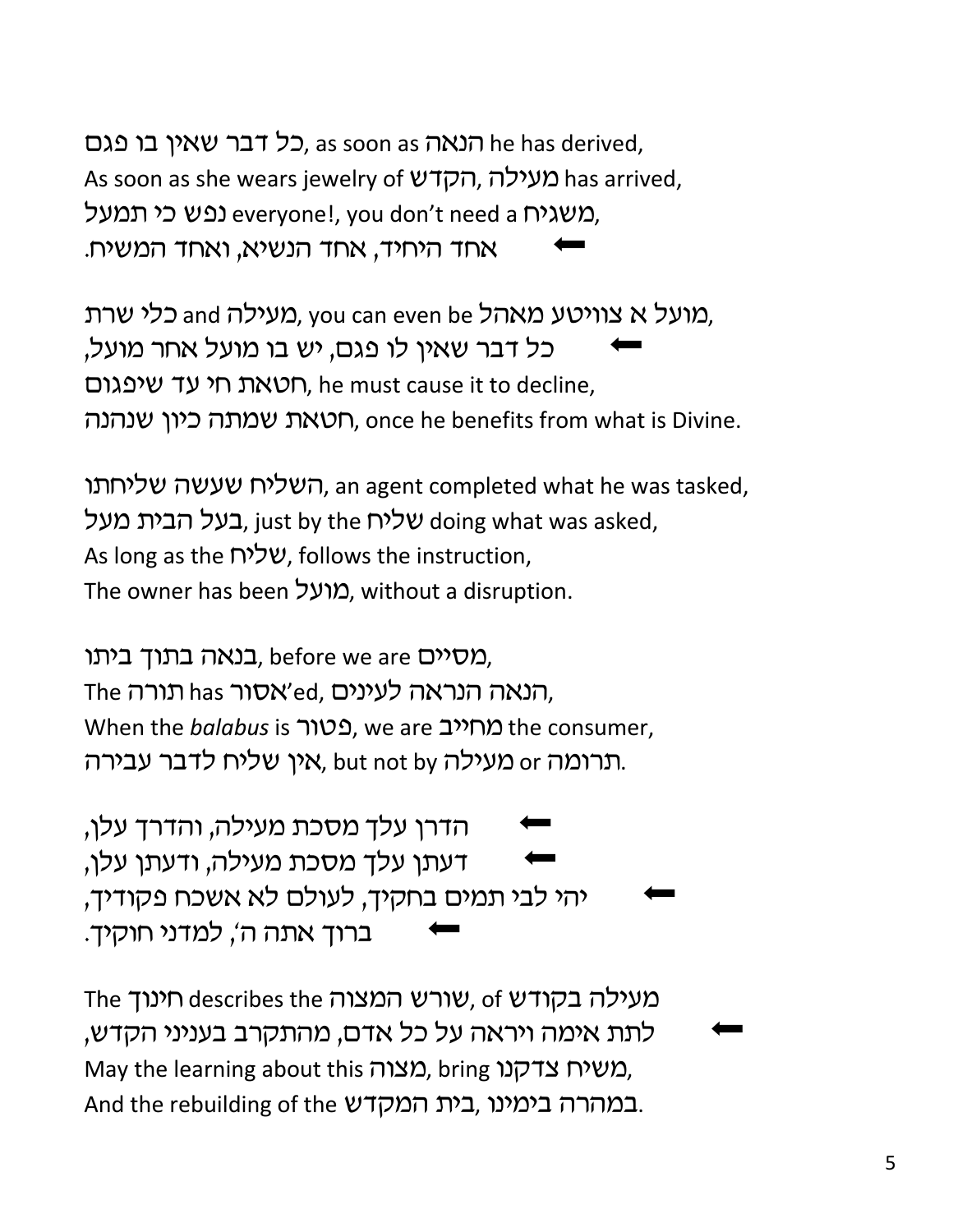כל דבר שאין בו פגם, as soon as הנאה he has derived,
As soon as she wears jewelry of הקדש, מעילה has arrived,
נפש כי תמעל everyone!, you don't need a משגיח,
➡ אחד היחיד, אחד הנשיא, ואחד המשיח.

כלי שרת and מעילה, you can even be מועל א צוויטע מאהל,
➡ כל דבר שאין לו פגם, יש בו מועל אחר מועל,
חטאת חי עד שיפגום, he must cause it to decline,
חטאת שמתה כיון שנהנה, once he benefits from what is Divine.

השליח שעשה שליחתו, an agent completed what he was tasked,
בעל הבית מעל, just by the שליח doing what was asked,
As long as the שליח, follows the instruction,
The owner has been מועל, without a disruption.

בנאה בתוך ביתו, before we are מסיים,
The תורה has אסור'ed, הנאה הנראה לעינים,
When the *balabus* is פטור, we are מחייב the consumer,
אין שליח לדבר עבירה, but not by מעילה or תרומה.

➡ הדרן עלך מסכת מעילה, והדרך עלן,
➡ דעתן עלך מסכת מעילה, ודעתן עלן,
➡ יהי לבי תמים בחקיך, לעולם לא אשכח פקודיך,
➡ ברוך אתה ה', למדני חוקיך.

The חינוך describes the שורש המצוה, of מעילה בקודש
➡ לתת אימה ויראה על כל אדם, מהתקרב בעניני הקדש,
May the learning about this מצוה, bring משיח צדקנו,
And the rebuilding of the בית המקדש, במהרה בימינו.